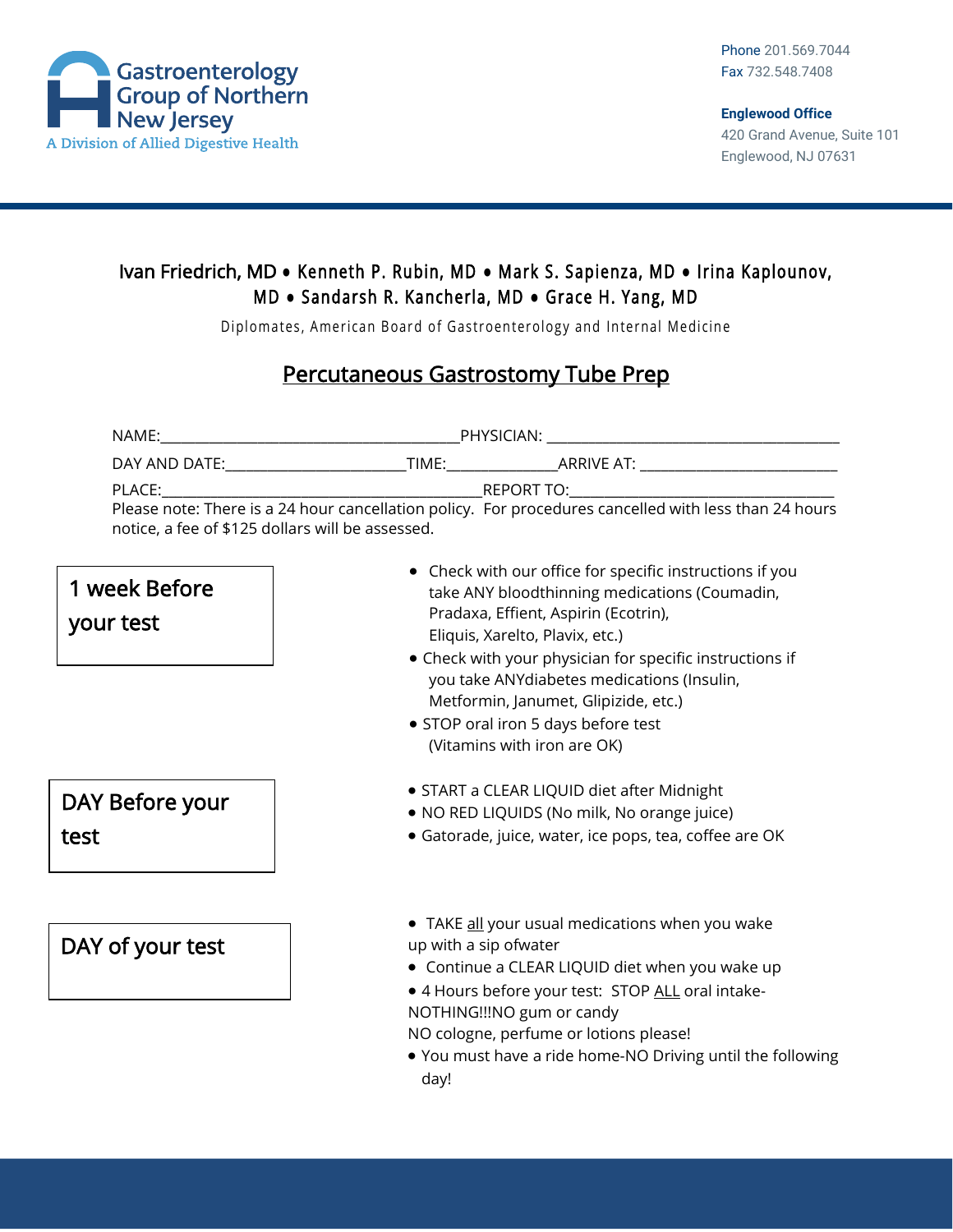Gastroenterology Group of Northern New Jersey
A Division of Allied Digestive Health

Phone 201.569.7044
Fax 732.548.7408

**Englewood Office**
420 Grand Avenue, Suite 101
Englewood, NJ 07631

Ivan Friedrich, MD • Kenneth P. Rubin, MD • Mark S. Sapienza, MD • Irina Kaplounov, MD • Sandarsh R. Kancherla, MD • Grace H. Yang, MD

Diplomates, American Board of Gastroenterology and Internal Medicine

# Percutaneous Gastrostomy Tube Prep

NAME:_______________________________________PHYSICIAN: _______________________________________

DAY AND DATE:________________________TIME:______________ARRIVE AT: ___________________________

PLACE:__________________________________________REPORT TO:____________________________________

Please note: There is a 24 hour cancellation policy. For procedures cancelled with less than 24 hours notice, a fee of $125 dollars will be assessed.

## 1 week Before your test

- Check with our office for specific instructions if you take ANY bloodthinning medications (Coumadin, Pradaxa, Effient, Aspirin (Ecotrin), Eliquis, Xarelto, Plavix, etc.)
- Check with your physician for specific instructions if you take ANYdiabetes medications (Insulin, Metformin, Janumet, Glipizide, etc.)
- STOP oral iron 5 days before test (Vitamins with iron are OK)

## DAY Before your test

- START a CLEAR LIQUID diet after Midnight
- NO RED LIQUIDS (No milk, No orange juice)
- Gatorade, juice, water, ice pops, tea, coffee are OK

## DAY of your test

- TAKE <u>all</u> your usual medications when you wake up with a sip ofwater
- Continue a CLEAR LIQUID diet when you wake up
- 4 Hours before your test: STOP <u>ALL</u> oral intake- NOTHING!!!NO gum or candy NO cologne, perfume or lotions please!
- You must have a ride home-NO Driving until the following day!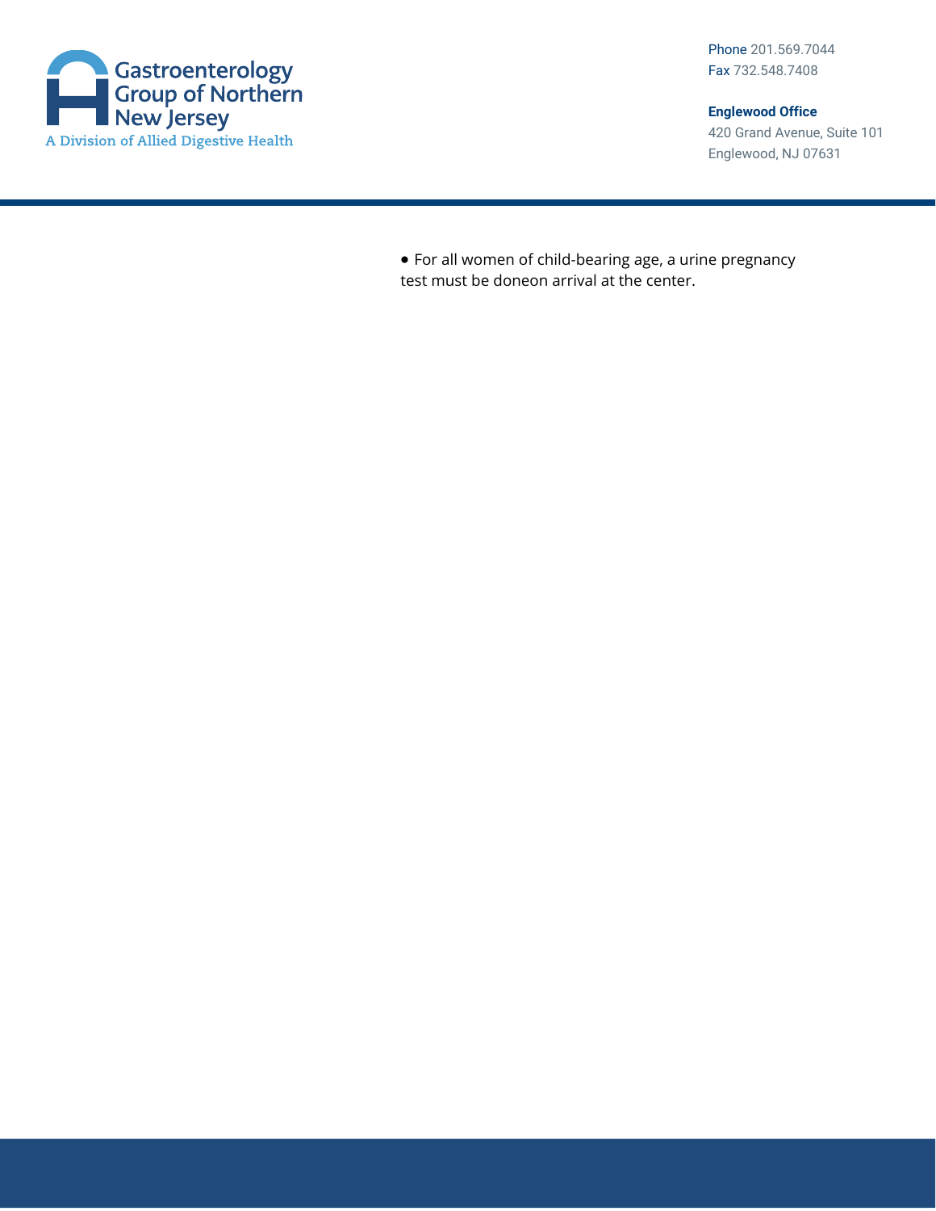- For all women of child-bearing age, a urine pregnancy test must be doneon arrival at the center.